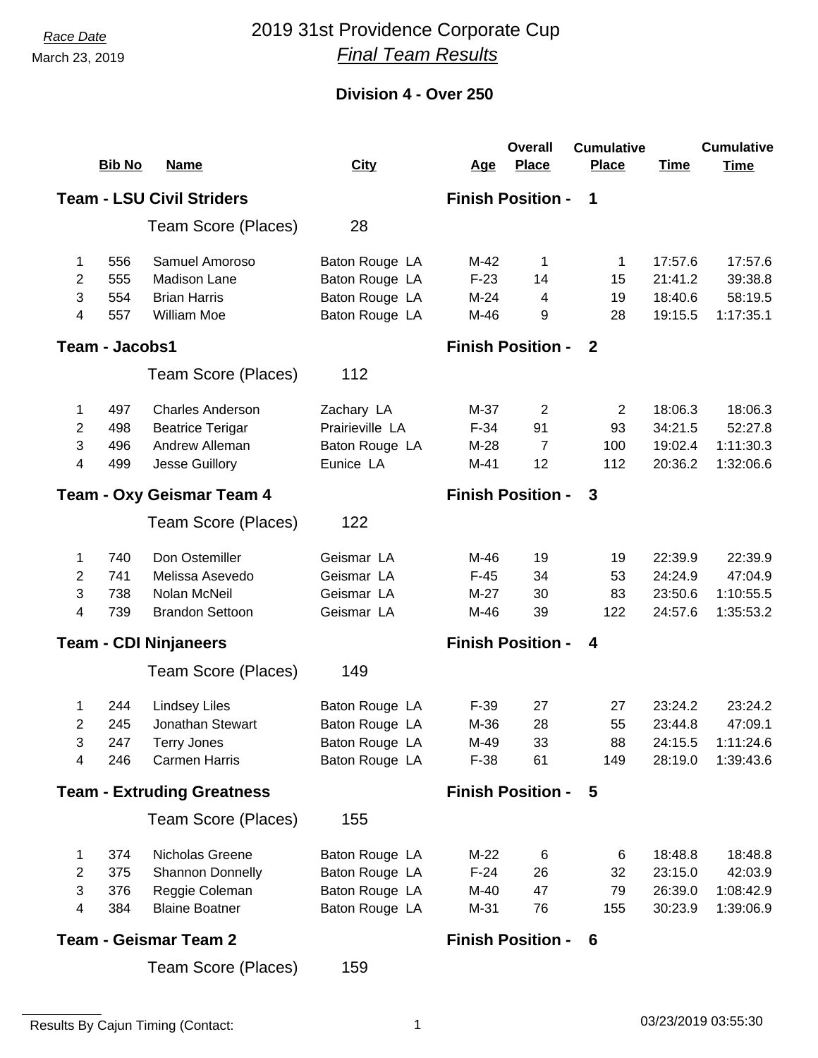*Race Date*

March 23, 2019

# 2019 31st Providence Corporate Cup

## *Final Team Results*

### Division 4 - Over 250

| | Bib No | Name | City | Age | Overall Place | Cumulative Place | Time | Cumulative Time |
|---|---|---|---|---|---|---|---|---|
| **Team - LSU Civil Striders** | | | | **Finish Position - 1** | | | | |
| | | Team Score (Places) | 28 | | | | | |
| 1 | 556 | Samuel Amoroso | Baton Rouge LA | M-42 | 1 | 1 | 17:57.6 | 17:57.6 |
| 2 | 555 | Madison Lane | Baton Rouge LA | F-23 | 14 | 15 | 21:41.2 | 39:38.8 |
| 3 | 554 | Brian Harris | Baton Rouge LA | M-24 | 4 | 19 | 18:40.6 | 58:19.5 |
| 4 | 557 | William Moe | Baton Rouge LA | M-46 | 9 | 28 | 19:15.5 | 1:17:35.1 |
| **Team - Jacobs1** | | | | **Finish Position - 2** | | | | |
| | | Team Score (Places) | 112 | | | | | |
| 1 | 497 | Charles Anderson | Zachary LA | M-37 | 2 | 2 | 18:06.3 | 18:06.3 |
| 2 | 498 | Beatrice Terigar | Prairieville LA | F-34 | 91 | 93 | 34:21.5 | 52:27.8 |
| 3 | 496 | Andrew Alleman | Baton Rouge LA | M-28 | 7 | 100 | 19:02.4 | 1:11:30.3 |
| 4 | 499 | Jesse Guillory | Eunice LA | M-41 | 12 | 112 | 20:36.2 | 1:32:06.6 |
| **Team - Oxy Geismar Team 4** | | | | **Finish Position - 3** | | | | |
| | | Team Score (Places) | 122 | | | | | |
| 1 | 740 | Don Ostemiller | Geismar LA | M-46 | 19 | 19 | 22:39.9 | 22:39.9 |
| 2 | 741 | Melissa Asevedo | Geismar LA | F-45 | 34 | 53 | 24:24.9 | 47:04.9 |
| 3 | 738 | Nolan McNeil | Geismar LA | M-27 | 30 | 83 | 23:50.6 | 1:10:55.5 |
| 4 | 739 | Brandon Settoon | Geismar LA | M-46 | 39 | 122 | 24:57.6 | 1:35:53.2 |
| **Team - CDI Ninjaneers** | | | | **Finish Position - 4** | | | | |
| | | Team Score (Places) | 149 | | | | | |
| 1 | 244 | Lindsey Liles | Baton Rouge LA | F-39 | 27 | 27 | 23:24.2 | 23:24.2 |
| 2 | 245 | Jonathan Stewart | Baton Rouge LA | M-36 | 28 | 55 | 23:44.8 | 47:09.1 |
| 3 | 247 | Terry Jones | Baton Rouge LA | M-49 | 33 | 88 | 24:15.5 | 1:11:24.6 |
| 4 | 246 | Carmen Harris | Baton Rouge LA | F-38 | 61 | 149 | 28:19.0 | 1:39:43.6 |
| **Team - Extruding Greatness** | | | | **Finish Position - 5** | | | | |
| | | Team Score (Places) | 155 | | | | | |
| 1 | 374 | Nicholas Greene | Baton Rouge LA | M-22 | 6 | 6 | 18:48.8 | 18:48.8 |
| 2 | 375 | Shannon Donnelly | Baton Rouge LA | F-24 | 26 | 32 | 23:15.0 | 42:03.9 |
| 3 | 376 | Reggie Coleman | Baton Rouge LA | M-40 | 47 | 79 | 26:39.0 | 1:08:42.9 |
| 4 | 384 | Blaine Boatner | Baton Rouge LA | M-31 | 76 | 155 | 30:23.9 | 1:39:06.9 |
| **Team - Geismar Team 2** | | | | **Finish Position - 6** | | | | |
| | | Team Score (Places) | 159 | | | | | |

Results By Cajun Timing (Contact:

03/23/2019 03:55:30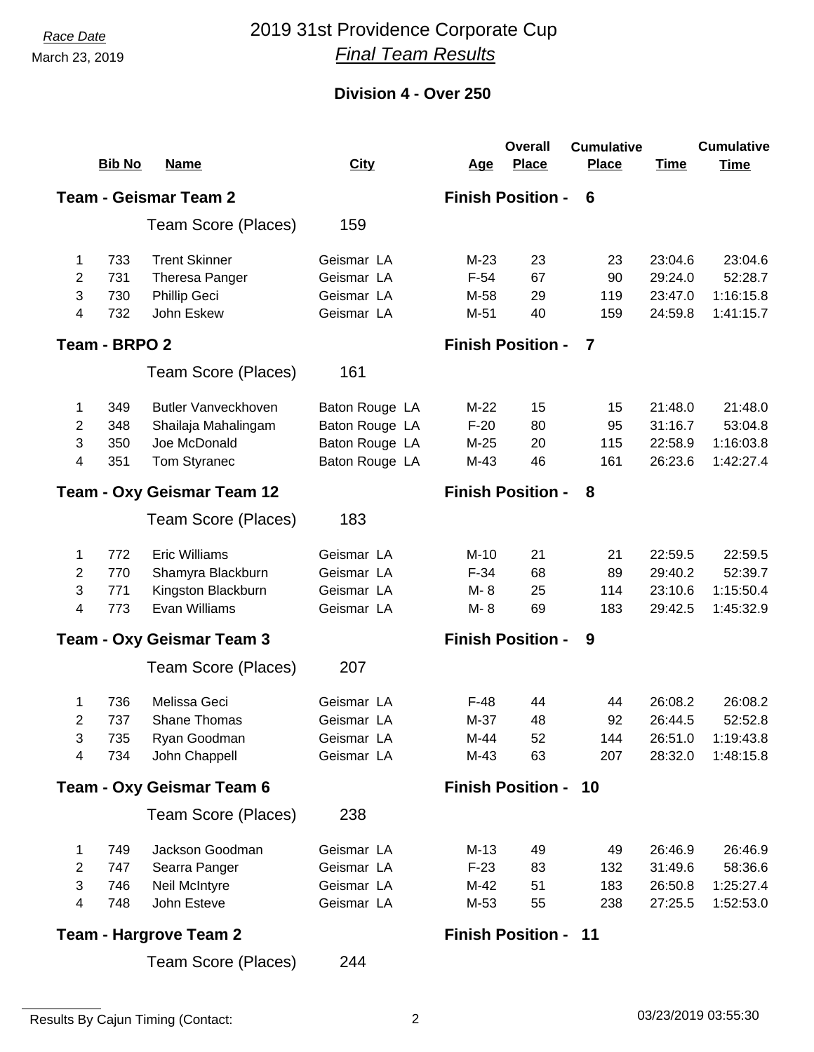*Race Date*
March 23, 2019

# 2019 31st Providence Corporate Cup
## *Final Team Results*

### Division 4 - Over 250

| | Bib No | Name | City | Age | Overall Place | Cumulative Place | Time | Cumulative Time |
|---|---|---|---|---|---|---|---|---|
| **Team - Geismar Team 2** | | | | **Finish Position - 6** | | | | |
| | | Team Score (Places) | 159 | | | | | |
| 1 | 733 | Trent Skinner | Geismar LA | M-23 | 23 | 23 | 23:04.6 | 23:04.6 |
| 2 | 731 | Theresa Panger | Geismar LA | F-54 | 67 | 90 | 29:24.0 | 52:28.7 |
| 3 | 730 | Phillip Geci | Geismar LA | M-58 | 29 | 119 | 23:47.0 | 1:16:15.8 |
| 4 | 732 | John Eskew | Geismar LA | M-51 | 40 | 159 | 24:59.8 | 1:41:15.7 |
| **Team - BRPO 2** | | | | **Finish Position - 7** | | | | |
| | | Team Score (Places) | 161 | | | | | |
| 1 | 349 | Butler Vanveckhoven | Baton Rouge LA | M-22 | 15 | 15 | 21:48.0 | 21:48.0 |
| 2 | 348 | Shailaja Mahalingam | Baton Rouge LA | F-20 | 80 | 95 | 31:16.7 | 53:04.8 |
| 3 | 350 | Joe McDonald | Baton Rouge LA | M-25 | 20 | 115 | 22:58.9 | 1:16:03.8 |
| 4 | 351 | Tom Styranec | Baton Rouge LA | M-43 | 46 | 161 | 26:23.6 | 1:42:27.4 |
| **Team - Oxy Geismar Team 12** | | | | **Finish Position - 8** | | | | |
| | | Team Score (Places) | 183 | | | | | |
| 1 | 772 | Eric Williams | Geismar LA | M-10 | 21 | 21 | 22:59.5 | 22:59.5 |
| 2 | 770 | Shamyra Blackburn | Geismar LA | F-34 | 68 | 89 | 29:40.2 | 52:39.7 |
| 3 | 771 | Kingston Blackburn | Geismar LA | M- 8 | 25 | 114 | 23:10.6 | 1:15:50.4 |
| 4 | 773 | Evan Williams | Geismar LA | M- 8 | 69 | 183 | 29:42.5 | 1:45:32.9 |
| **Team - Oxy Geismar Team 3** | | | | **Finish Position - 9** | | | | |
| | | Team Score (Places) | 207 | | | | | |
| 1 | 736 | Melissa Geci | Geismar LA | F-48 | 44 | 44 | 26:08.2 | 26:08.2 |
| 2 | 737 | Shane Thomas | Geismar LA | M-37 | 48 | 92 | 26:44.5 | 52:52.8 |
| 3 | 735 | Ryan Goodman | Geismar LA | M-44 | 52 | 144 | 26:51.0 | 1:19:43.8 |
| 4 | 734 | John Chappell | Geismar LA | M-43 | 63 | 207 | 28:32.0 | 1:48:15.8 |
| **Team - Oxy Geismar Team 6** | | | | **Finish Position - 10** | | | | |
| | | Team Score (Places) | 238 | | | | | |
| 1 | 749 | Jackson Goodman | Geismar LA | M-13 | 49 | 49 | 26:46.9 | 26:46.9 |
| 2 | 747 | Searra Panger | Geismar LA | F-23 | 83 | 132 | 31:49.6 | 58:36.6 |
| 3 | 746 | Neil McIntyre | Geismar LA | M-42 | 51 | 183 | 26:50.8 | 1:25:27.4 |
| 4 | 748 | John Esteve | Geismar LA | M-53 | 55 | 238 | 27:25.5 | 1:52:53.0 |
| **Team - Hargrove Team 2** | | | | **Finish Position - 11** | | | | |
| | | Team Score (Places) | 244 | | | | | |

Results By Cajun Timing (Contact:

03/23/2019 03:55:30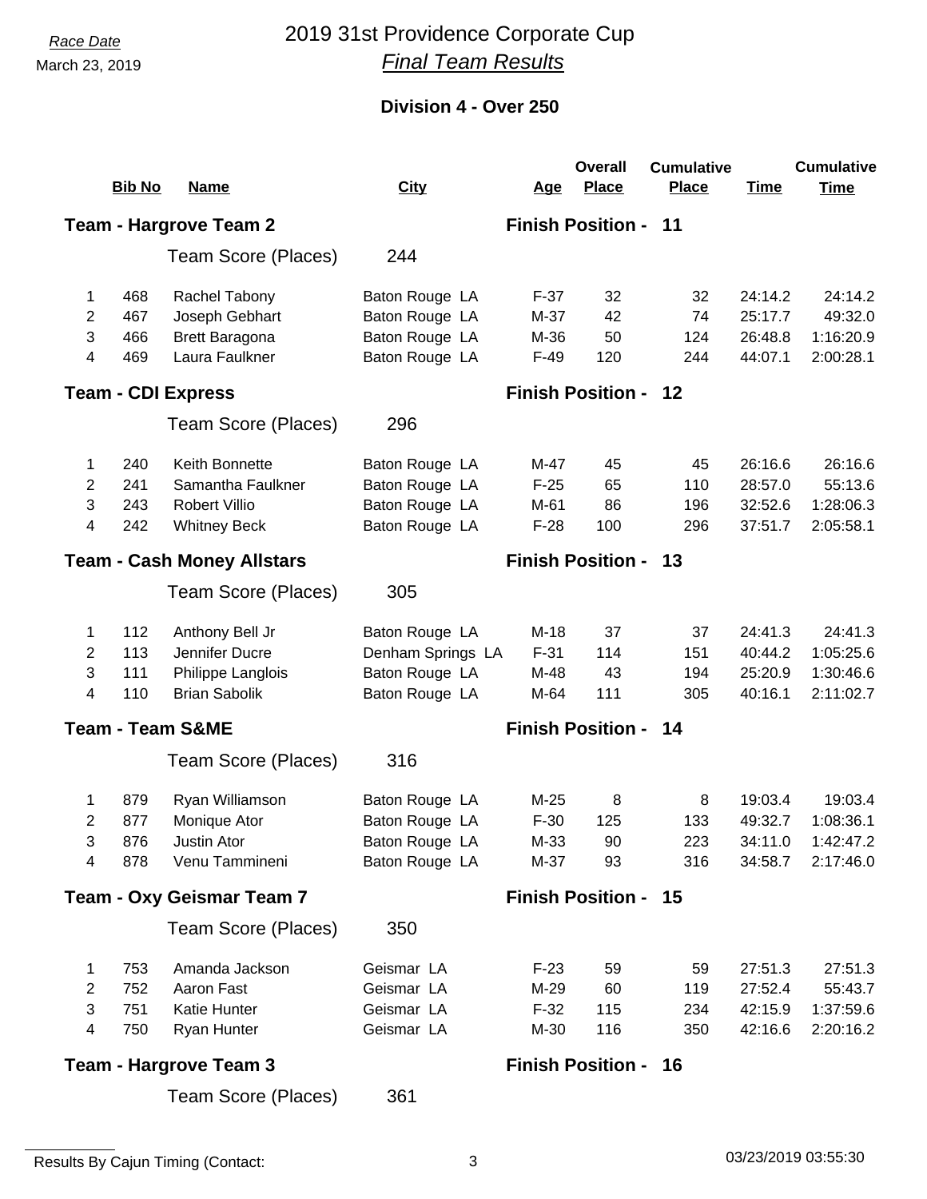Race Date

March 23, 2019

# 2019 31st Providence Corporate Cup

## *Final Team Results*

### Division 4 - Over 250

| | Bib No | Name | City | Age | Overall Place | Cumulative Place | Time | Cumulative Time |
|---|---|---|---|---|---|---|---|---|
| **Team - Hargrove Team 2** | | | | **Finish Position - 11** | | | | |
| | | Team Score (Places) | 244 | | | | | |
| 1 | 468 | Rachel Tabony | Baton Rouge LA | F-37 | 32 | 32 | 24:14.2 | 24:14.2 |
| 2 | 467 | Joseph Gebhart | Baton Rouge LA | M-37 | 42 | 74 | 25:17.7 | 49:32.0 |
| 3 | 466 | Brett Baragona | Baton Rouge LA | M-36 | 50 | 124 | 26:48.8 | 1:16:20.9 |
| 4 | 469 | Laura Faulkner | Baton Rouge LA | F-49 | 120 | 244 | 44:07.1 | 2:00:28.1 |
| **Team - CDI Express** | | | | **Finish Position - 12** | | | | |
| | | Team Score (Places) | 296 | | | | | |
| 1 | 240 | Keith Bonnette | Baton Rouge LA | M-47 | 45 | 45 | 26:16.6 | 26:16.6 |
| 2 | 241 | Samantha Faulkner | Baton Rouge LA | F-25 | 65 | 110 | 28:57.0 | 55:13.6 |
| 3 | 243 | Robert Villio | Baton Rouge LA | M-61 | 86 | 196 | 32:52.6 | 1:28:06.3 |
| 4 | 242 | Whitney Beck | Baton Rouge LA | F-28 | 100 | 296 | 37:51.7 | 2:05:58.1 |
| **Team - Cash Money Allstars** | | | | **Finish Position - 13** | | | | |
| | | Team Score (Places) | 305 | | | | | |
| 1 | 112 | Anthony Bell Jr | Baton Rouge LA | M-18 | 37 | 37 | 24:41.3 | 24:41.3 |
| 2 | 113 | Jennifer Ducre | Denham Springs LA | F-31 | 114 | 151 | 40:44.2 | 1:05:25.6 |
| 3 | 111 | Philippe Langlois | Baton Rouge LA | M-48 | 43 | 194 | 25:20.9 | 1:30:46.6 |
| 4 | 110 | Brian Sabolik | Baton Rouge LA | M-64 | 111 | 305 | 40:16.1 | 2:11:02.7 |
| **Team - Team S&ME** | | | | **Finish Position - 14** | | | | |
| | | Team Score (Places) | 316 | | | | | |
| 1 | 879 | Ryan Williamson | Baton Rouge LA | M-25 | 8 | 8 | 19:03.4 | 19:03.4 |
| 2 | 877 | Monique Ator | Baton Rouge LA | F-30 | 125 | 133 | 49:32.7 | 1:08:36.1 |
| 3 | 876 | Justin Ator | Baton Rouge LA | M-33 | 90 | 223 | 34:11.0 | 1:42:47.2 |
| 4 | 878 | Venu Tammineni | Baton Rouge LA | M-37 | 93 | 316 | 34:58.7 | 2:17:46.0 |
| **Team - Oxy Geismar Team 7** | | | | **Finish Position - 15** | | | | |
| | | Team Score (Places) | 350 | | | | | |
| 1 | 753 | Amanda Jackson | Geismar LA | F-23 | 59 | 59 | 27:51.3 | 27:51.3 |
| 2 | 752 | Aaron Fast | Geismar LA | M-29 | 60 | 119 | 27:52.4 | 55:43.7 |
| 3 | 751 | Katie Hunter | Geismar LA | F-32 | 115 | 234 | 42:15.9 | 1:37:59.6 |
| 4 | 750 | Ryan Hunter | Geismar LA | M-30 | 116 | 350 | 42:16.6 | 2:20:16.2 |
| **Team - Hargrove Team 3** | | | | **Finish Position - 16** | | | | |
| | | Team Score (Places) | 361 | | | | | |

Results By Cajun Timing (Contact:

03/23/2019 03:55:30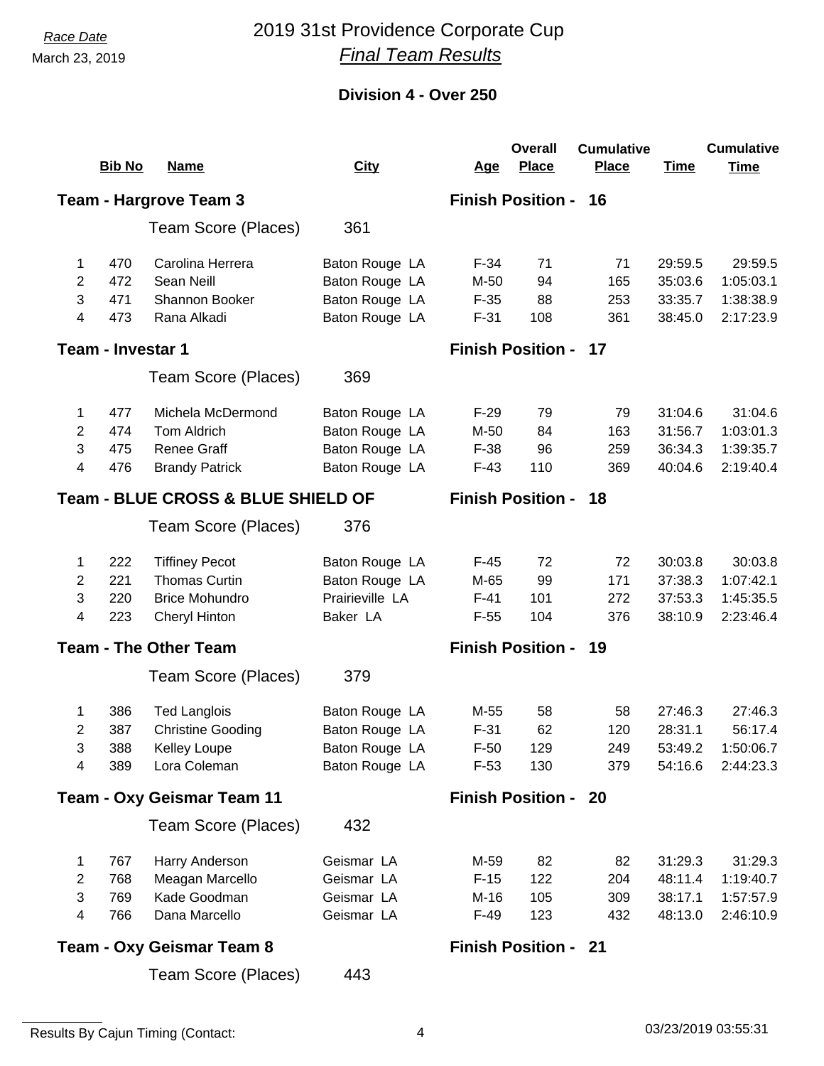Race Date

March 23, 2019

# 2019 31st Providence Corporate Cup

## *Final Team Results*

### Division 4 - Over 250

| | Bib No | Name | City | Age | Overall Place | Cumulative Place | Time | Cumulative Time |
|---|---|---|---|---|---|---|---|---|
| **Team - Hargrove Team 3** | | | | **Finish Position - 16** | | | | |
| | | Team Score (Places) | 361 | | | | | |
| 1 | 470 | Carolina Herrera | Baton Rouge LA | F-34 | 71 | 71 | 29:59.5 | 29:59.5 |
| 2 | 472 | Sean Neill | Baton Rouge LA | M-50 | 94 | 165 | 35:03.6 | 1:05:03.1 |
| 3 | 471 | Shannon Booker | Baton Rouge LA | F-35 | 88 | 253 | 33:35.7 | 1:38:38.9 |
| 4 | 473 | Rana Alkadi | Baton Rouge LA | F-31 | 108 | 361 | 38:45.0 | 2:17:23.9 |
| **Team - Investar 1** | | | | **Finish Position - 17** | | | | |
| | | Team Score (Places) | 369 | | | | | |
| 1 | 477 | Michela McDermond | Baton Rouge LA | F-29 | 79 | 79 | 31:04.6 | 31:04.6 |
| 2 | 474 | Tom Aldrich | Baton Rouge LA | M-50 | 84 | 163 | 31:56.7 | 1:03:01.3 |
| 3 | 475 | Renee Graff | Baton Rouge LA | F-38 | 96 | 259 | 36:34.3 | 1:39:35.7 |
| 4 | 476 | Brandy Patrick | Baton Rouge LA | F-43 | 110 | 369 | 40:04.6 | 2:19:40.4 |
| **Team - BLUE CROSS & BLUE SHIELD OF** | | | | **Finish Position - 18** | | | | |
| | | Team Score (Places) | 376 | | | | | |
| 1 | 222 | Tiffiney Pecot | Baton Rouge LA | F-45 | 72 | 72 | 30:03.8 | 30:03.8 |
| 2 | 221 | Thomas Curtin | Baton Rouge LA | M-65 | 99 | 171 | 37:38.3 | 1:07:42.1 |
| 3 | 220 | Brice Mohundro | Prairieville LA | F-41 | 101 | 272 | 37:53.3 | 1:45:35.5 |
| 4 | 223 | Cheryl Hinton | Baker LA | F-55 | 104 | 376 | 38:10.9 | 2:23:46.4 |
| **Team - The Other Team** | | | | **Finish Position - 19** | | | | |
| | | Team Score (Places) | 379 | | | | | |
| 1 | 386 | Ted Langlois | Baton Rouge LA | M-55 | 58 | 58 | 27:46.3 | 27:46.3 |
| 2 | 387 | Christine Gooding | Baton Rouge LA | F-31 | 62 | 120 | 28:31.1 | 56:17.4 |
| 3 | 388 | Kelley Loupe | Baton Rouge LA | F-50 | 129 | 249 | 53:49.2 | 1:50:06.7 |
| 4 | 389 | Lora Coleman | Baton Rouge LA | F-53 | 130 | 379 | 54:16.6 | 2:44:23.3 |
| **Team - Oxy Geismar Team 11** | | | | **Finish Position - 20** | | | | |
| | | Team Score (Places) | 432 | | | | | |
| 1 | 767 | Harry Anderson | Geismar LA | M-59 | 82 | 82 | 31:29.3 | 31:29.3 |
| 2 | 768 | Meagan Marcello | Geismar LA | F-15 | 122 | 204 | 48:11.4 | 1:19:40.7 |
| 3 | 769 | Kade Goodman | Geismar LA | M-16 | 105 | 309 | 38:17.1 | 1:57:57.9 |
| 4 | 766 | Dana Marcello | Geismar LA | F-49 | 123 | 432 | 48:13.0 | 2:46:10.9 |
| **Team - Oxy Geismar Team 8** | | | | **Finish Position - 21** | | | | |
| | | Team Score (Places) | 443 | | | | | |

Results By Cajun Timing (Contact:

03/23/2019 03:55:31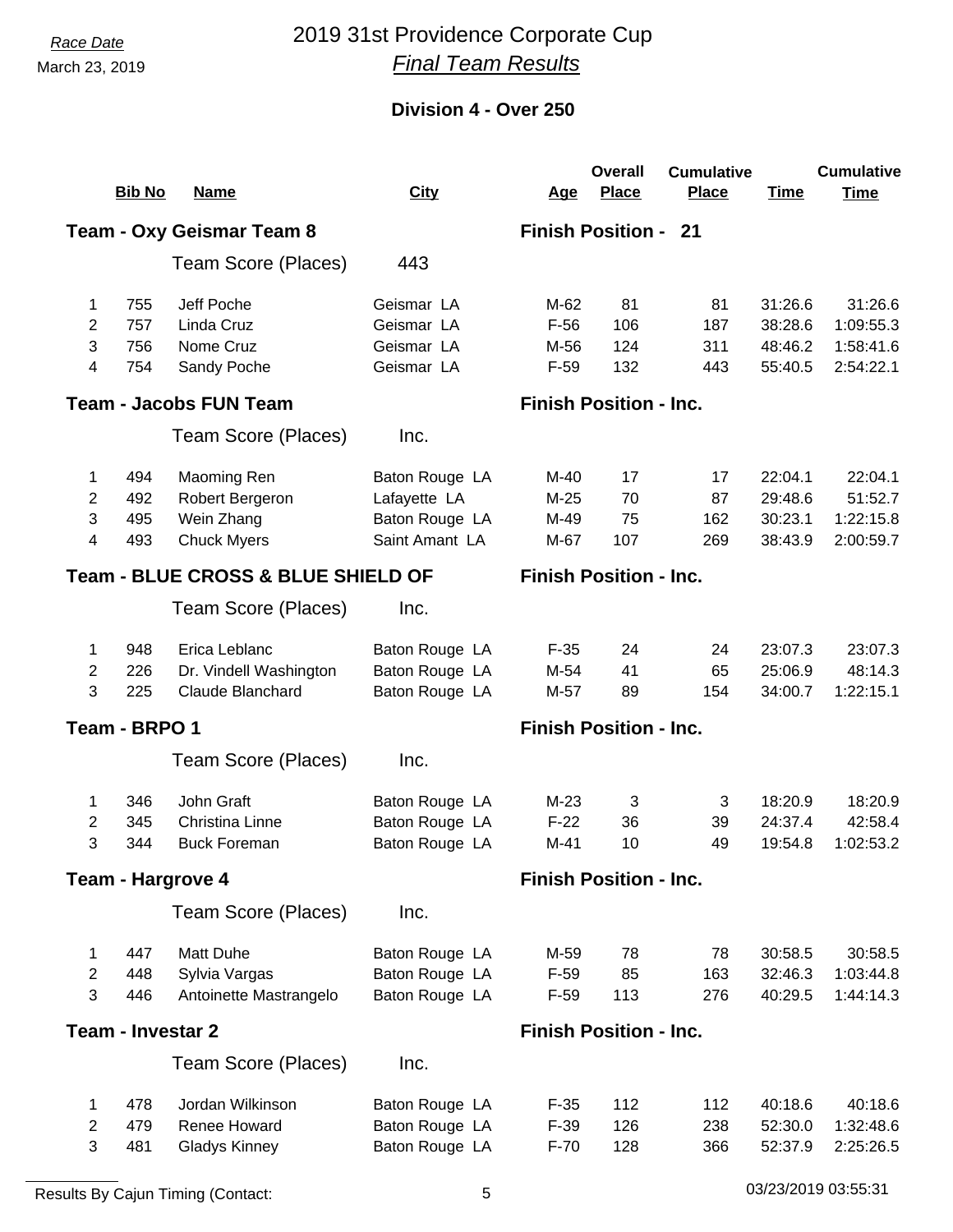Race Date
March 23, 2019

# 2019 31st Providence Corporate Cup
## *Final Team Results*

### Division 4 - Over 250

**Team - Oxy Geismar Team 8** — **Finish Position - 21**

Team Score (Places) 443

| | Bib No | Name | City | Age | Overall Place | Cumulative Place | Time | Cumulative Time |
|---|---|---|---|---|---|---|---|---|
| 1 | 755 | Jeff Poche | Geismar LA | M-62 | 81 | 81 | 31:26.6 | 31:26.6 |
| 2 | 757 | Linda Cruz | Geismar LA | F-56 | 106 | 187 | 38:28.6 | 1:09:55.3 |
| 3 | 756 | Nome Cruz | Geismar LA | M-56 | 124 | 311 | 48:46.2 | 1:58:41.6 |
| 4 | 754 | Sandy Poche | Geismar LA | F-59 | 132 | 443 | 55:40.5 | 2:54:22.1 |

**Team - Jacobs FUN Team** — **Finish Position - Inc.**

Team Score (Places) Inc.

| | Bib No | Name | City | Age | Overall Place | Cumulative Place | Time | Cumulative Time |
|---|---|---|---|---|---|---|---|---|
| 1 | 494 | Maoming Ren | Baton Rouge LA | M-40 | 17 | 17 | 22:04.1 | 22:04.1 |
| 2 | 492 | Robert Bergeron | Lafayette LA | M-25 | 70 | 87 | 29:48.6 | 51:52.7 |
| 3 | 495 | Wein Zhang | Baton Rouge LA | M-49 | 75 | 162 | 30:23.1 | 1:22:15.8 |
| 4 | 493 | Chuck Myers | Saint Amant LA | M-67 | 107 | 269 | 38:43.9 | 2:00:59.7 |

**Team - BLUE CROSS & BLUE SHIELD OF** — **Finish Position - Inc.**

Team Score (Places) Inc.

| | Bib No | Name | City | Age | Overall Place | Cumulative Place | Time | Cumulative Time |
|---|---|---|---|---|---|---|---|---|
| 1 | 948 | Erica Leblanc | Baton Rouge LA | F-35 | 24 | 24 | 23:07.3 | 23:07.3 |
| 2 | 226 | Dr. Vindell Washington | Baton Rouge LA | M-54 | 41 | 65 | 25:06.9 | 48:14.3 |
| 3 | 225 | Claude Blanchard | Baton Rouge LA | M-57 | 89 | 154 | 34:00.7 | 1:22:15.1 |

**Team - BRPO 1** — **Finish Position - Inc.**

Team Score (Places) Inc.

| | Bib No | Name | City | Age | Overall Place | Cumulative Place | Time | Cumulative Time |
|---|---|---|---|---|---|---|---|---|
| 1 | 346 | John Graft | Baton Rouge LA | M-23 | 3 | 3 | 18:20.9 | 18:20.9 |
| 2 | 345 | Christina Linne | Baton Rouge LA | F-22 | 36 | 39 | 24:37.4 | 42:58.4 |
| 3 | 344 | Buck Foreman | Baton Rouge LA | M-41 | 10 | 49 | 19:54.8 | 1:02:53.2 |

**Team - Hargrove 4** — **Finish Position - Inc.**

Team Score (Places) Inc.

| | Bib No | Name | City | Age | Overall Place | Cumulative Place | Time | Cumulative Time |
|---|---|---|---|---|---|---|---|---|
| 1 | 447 | Matt Duhe | Baton Rouge LA | M-59 | 78 | 78 | 30:58.5 | 30:58.5 |
| 2 | 448 | Sylvia Vargas | Baton Rouge LA | F-59 | 85 | 163 | 32:46.3 | 1:03:44.8 |
| 3 | 446 | Antoinette Mastrangelo | Baton Rouge LA | F-59 | 113 | 276 | 40:29.5 | 1:44:14.3 |

**Team - Investar 2** — **Finish Position - Inc.**

Team Score (Places) Inc.

| | Bib No | Name | City | Age | Overall Place | Cumulative Place | Time | Cumulative Time |
|---|---|---|---|---|---|---|---|---|
| 1 | 478 | Jordan Wilkinson | Baton Rouge LA | F-35 | 112 | 112 | 40:18.6 | 40:18.6 |
| 2 | 479 | Renee Howard | Baton Rouge LA | F-39 | 126 | 238 | 52:30.0 | 1:32:48.6 |
| 3 | 481 | Gladys Kinney | Baton Rouge LA | F-70 | 128 | 366 | 52:37.9 | 2:25:26.5 |

Results By Cajun Timing (Contact: 03/23/2019 03:55:31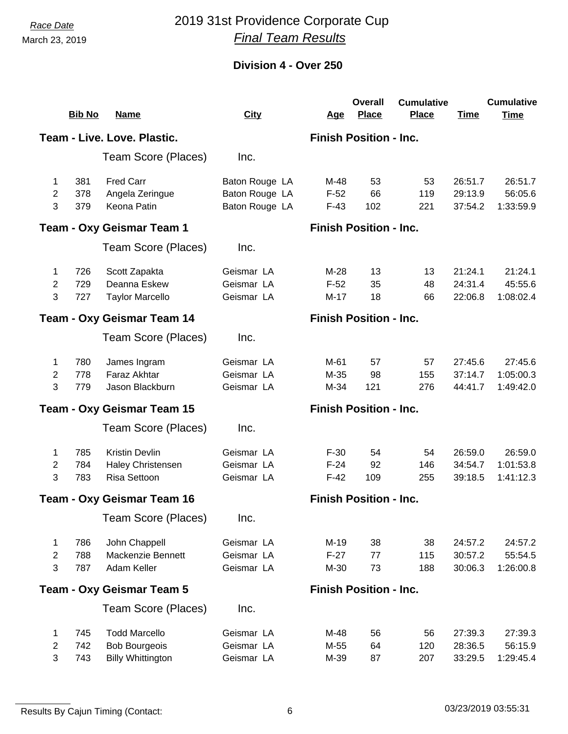*Race Date*

March 23, 2019

# 2019 31st Providence Corporate Cup

## *Final Team Results*

### Division 4 - Over 250

| | Bib No | Name | City | Age | Overall Place | Cumulative Place | Time | Cumulative Time |
|---|---|---|---|---|---|---|---|---|
| **Team - Live. Love. Plastic.** | | | | **Finish Position - Inc.** | | | | |
| | | Team Score (Places) | Inc. | | | | | |
| 1 | 381 | Fred Carr | Baton Rouge LA | M-48 | 53 | 53 | 26:51.7 | 26:51.7 |
| 2 | 378 | Angela Zeringue | Baton Rouge LA | F-52 | 66 | 119 | 29:13.9 | 56:05.6 |
| 3 | 379 | Keona Patin | Baton Rouge LA | F-43 | 102 | 221 | 37:54.2 | 1:33:59.9 |
| **Team - Oxy Geismar Team 1** | | | | **Finish Position - Inc.** | | | | |
| | | Team Score (Places) | Inc. | | | | | |
| 1 | 726 | Scott Zapakta | Geismar LA | M-28 | 13 | 13 | 21:24.1 | 21:24.1 |
| 2 | 729 | Deanna Eskew | Geismar LA | F-52 | 35 | 48 | 24:31.4 | 45:55.6 |
| 3 | 727 | Taylor Marcello | Geismar LA | M-17 | 18 | 66 | 22:06.8 | 1:08:02.4 |
| **Team - Oxy Geismar Team 14** | | | | **Finish Position - Inc.** | | | | |
| | | Team Score (Places) | Inc. | | | | | |
| 1 | 780 | James Ingram | Geismar LA | M-61 | 57 | 57 | 27:45.6 | 27:45.6 |
| 2 | 778 | Faraz Akhtar | Geismar LA | M-35 | 98 | 155 | 37:14.7 | 1:05:00.3 |
| 3 | 779 | Jason Blackburn | Geismar LA | M-34 | 121 | 276 | 44:41.7 | 1:49:42.0 |
| **Team - Oxy Geismar Team 15** | | | | **Finish Position - Inc.** | | | | |
| | | Team Score (Places) | Inc. | | | | | |
| 1 | 785 | Kristin Devlin | Geismar LA | F-30 | 54 | 54 | 26:59.0 | 26:59.0 |
| 2 | 784 | Haley Christensen | Geismar LA | F-24 | 92 | 146 | 34:54.7 | 1:01:53.8 |
| 3 | 783 | Risa Settoon | Geismar LA | F-42 | 109 | 255 | 39:18.5 | 1:41:12.3 |
| **Team - Oxy Geismar Team 16** | | | | **Finish Position - Inc.** | | | | |
| | | Team Score (Places) | Inc. | | | | | |
| 1 | 786 | John Chappell | Geismar LA | M-19 | 38 | 38 | 24:57.2 | 24:57.2 |
| 2 | 788 | Mackenzie Bennett | Geismar LA | F-27 | 77 | 115 | 30:57.2 | 55:54.5 |
| 3 | 787 | Adam Keller | Geismar LA | M-30 | 73 | 188 | 30:06.3 | 1:26:00.8 |
| **Team - Oxy Geismar Team 5** | | | | **Finish Position - Inc.** | | | | |
| | | Team Score (Places) | Inc. | | | | | |
| 1 | 745 | Todd Marcello | Geismar LA | M-48 | 56 | 56 | 27:39.3 | 27:39.3 |
| 2 | 742 | Bob Bourgeois | Geismar LA | M-55 | 64 | 120 | 28:36.5 | 56:15.9 |
| 3 | 743 | Billy Whittington | Geismar LA | M-39 | 87 | 207 | 33:29.5 | 1:29:45.4 |

Results By Cajun Timing (Contact:

03/23/2019 03:55:31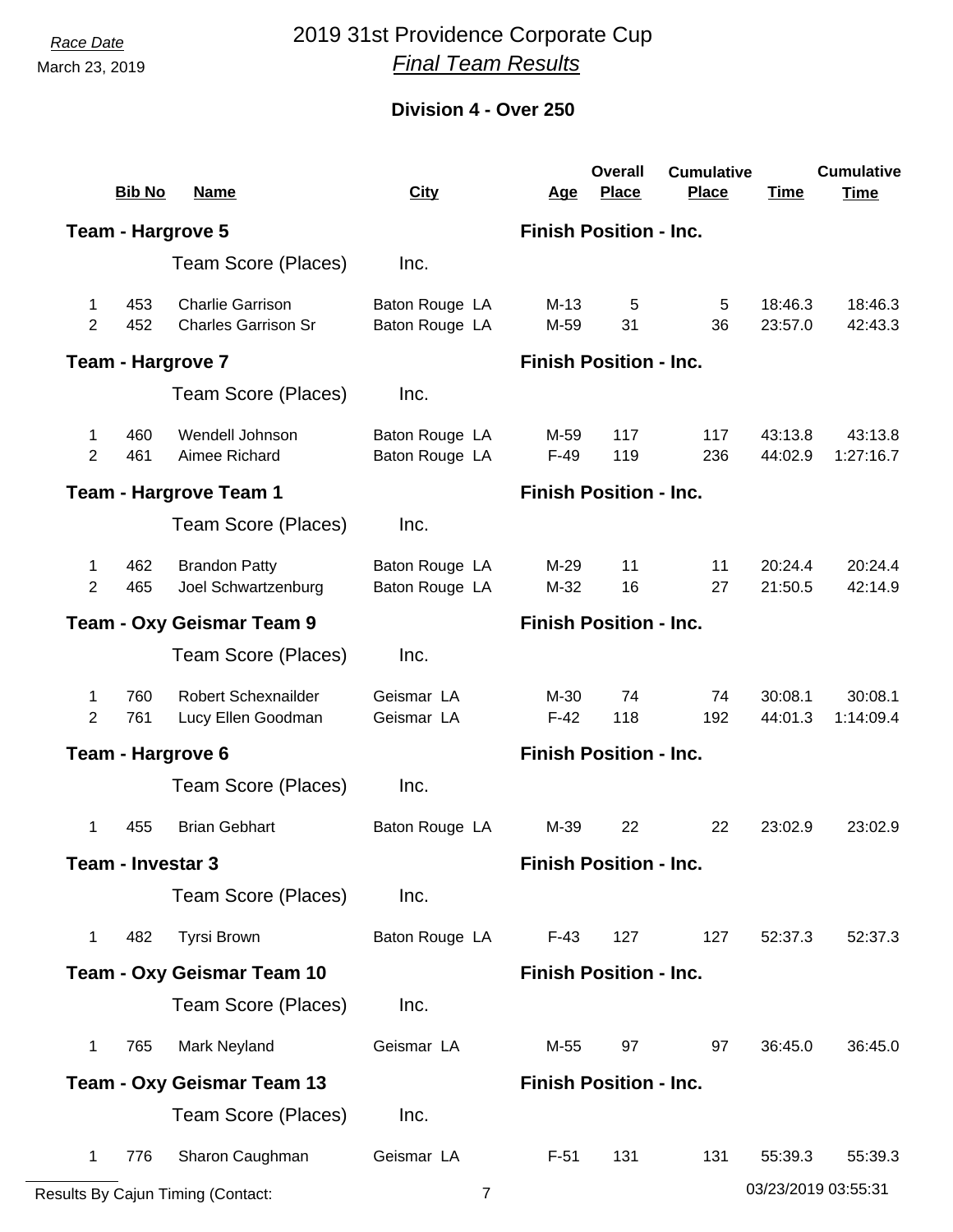*Race Date*
March 23, 2019

# 2019 31st Providence Corporate Cup
## *Final Team Results*

### Division 4 - Over 250

| | Bib No | Name | City | Age | Overall Place | Cumulative Place | Time | Cumulative Time |
|---|---|---|---|---|---|---|---|---|
| **Team - Hargrove 5** | | | | **Finish Position - Inc.** | | | | |
| | | Team Score (Places) | Inc. | | | | | |
| 1 | 453 | Charlie Garrison | Baton Rouge LA | M-13 | 5 | 5 | 18:46.3 | 18:46.3 |
| 2 | 452 | Charles Garrison Sr | Baton Rouge LA | M-59 | 31 | 36 | 23:57.0 | 42:43.3 |
| **Team - Hargrove 7** | | | | **Finish Position - Inc.** | | | | |
| | | Team Score (Places) | Inc. | | | | | |
| 1 | 460 | Wendell Johnson | Baton Rouge LA | M-59 | 117 | 117 | 43:13.8 | 43:13.8 |
| 2 | 461 | Aimee Richard | Baton Rouge LA | F-49 | 119 | 236 | 44:02.9 | 1:27:16.7 |
| **Team - Hargrove Team 1** | | | | **Finish Position - Inc.** | | | | |
| | | Team Score (Places) | Inc. | | | | | |
| 1 | 462 | Brandon Patty | Baton Rouge LA | M-29 | 11 | 11 | 20:24.4 | 20:24.4 |
| 2 | 465 | Joel Schwartzenburg | Baton Rouge LA | M-32 | 16 | 27 | 21:50.5 | 42:14.9 |
| **Team - Oxy Geismar Team 9** | | | | **Finish Position - Inc.** | | | | |
| | | Team Score (Places) | Inc. | | | | | |
| 1 | 760 | Robert Schexnailder | Geismar LA | M-30 | 74 | 74 | 30:08.1 | 30:08.1 |
| 2 | 761 | Lucy Ellen Goodman | Geismar LA | F-42 | 118 | 192 | 44:01.3 | 1:14:09.4 |
| **Team - Hargrove 6** | | | | **Finish Position - Inc.** | | | | |
| | | Team Score (Places) | Inc. | | | | | |
| 1 | 455 | Brian Gebhart | Baton Rouge LA | M-39 | 22 | 22 | 23:02.9 | 23:02.9 |
| **Team - Investar 3** | | | | **Finish Position - Inc.** | | | | |
| | | Team Score (Places) | Inc. | | | | | |
| 1 | 482 | Tyrsi Brown | Baton Rouge LA | F-43 | 127 | 127 | 52:37.3 | 52:37.3 |
| **Team - Oxy Geismar Team 10** | | | | **Finish Position - Inc.** | | | | |
| | | Team Score (Places) | Inc. | | | | | |
| 1 | 765 | Mark Neyland | Geismar LA | M-55 | 97 | 97 | 36:45.0 | 36:45.0 |
| **Team - Oxy Geismar Team 13** | | | | **Finish Position - Inc.** | | | | |
| | | Team Score (Places) | Inc. | | | | | |
| 1 | 776 | Sharon Caughman | Geismar LA | F-51 | 131 | 131 | 55:39.3 | 55:39.3 |

Results By Cajun Timing (Contact:

03/23/2019 03:55:31